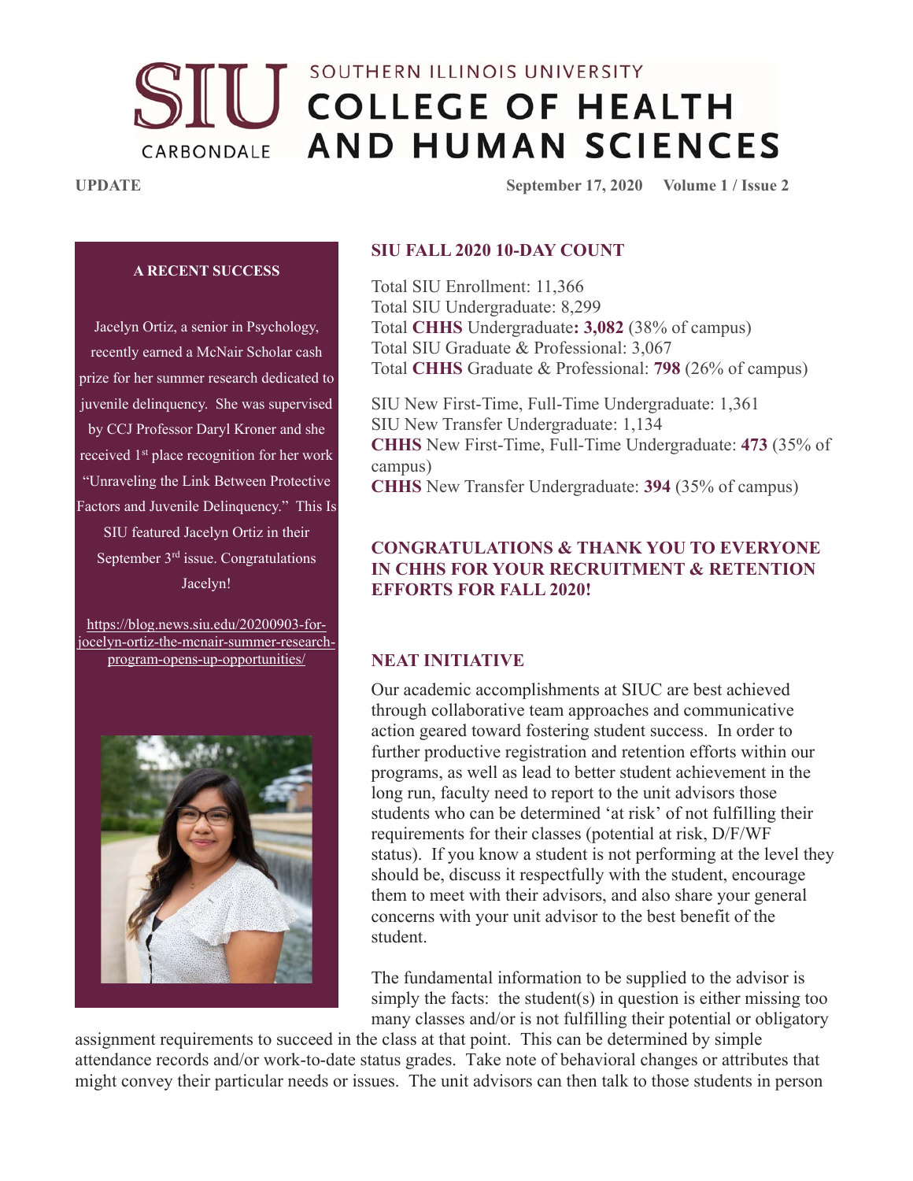# SOUTHERN ILLINOIS UNIVERSITY COLLEGE OF HEALTH AND HUMAN SCIENCES

SIU CARBONDALE

**UPDATE** **September 17, 2020 Volume 1 / Issue 2**

### A RECENT SUCCESS

Jacelyn Ortiz, a senior in Psychology, recently earned a McNair Scholar cash prize for her summer research dedicated to juvenile delinquency. She was supervised by CCJ Professor Daryl Kroner and she received 1st place recognition for her work "Unraveling the Link Between Protective Factors and Juvenile Delinquency." This Is SIU featured Jacelyn Ortiz in their September 3rd issue. Congratulations Jacelyn!

https://blog.news.siu.edu/20200903-for-jocelyn-ortiz-the-mcnair-summer-research-program-opens-up-opportunities/

## SIU FALL 2020 10-DAY COUNT

Total SIU Enrollment: 11,366
Total SIU Undergraduate: 8,299
Total **CHHS** Undergraduate**: 3,082** (38% of campus)
Total SIU Graduate & Professional: 3,067
Total **CHHS** Graduate & Professional: **798** (26% of campus)

SIU New First-Time, Full-Time Undergraduate: 1,361
SIU New Transfer Undergraduate: 1,134
**CHHS** New First-Time, Full-Time Undergraduate: **473** (35% of campus)
**CHHS** New Transfer Undergraduate: **394** (35% of campus)

## CONGRATULATIONS & THANK YOU TO EVERYONE IN CHHS FOR YOUR RECRUITMENT & RETENTION EFFORTS FOR FALL 2020!

## NEAT INITIATIVE

Our academic accomplishments at SIUC are best achieved through collaborative team approaches and communicative action geared toward fostering student success. In order to further productive registration and retention efforts within our programs, as well as lead to better student achievement in the long run, faculty need to report to the unit advisors those students who can be determined 'at risk' of not fulfilling their requirements for their classes (potential at risk, D/F/WF status). If you know a student is not performing at the level they should be, discuss it respectfully with the student, encourage them to meet with their advisors, and also share your general concerns with your unit advisor to the best benefit of the student.

The fundamental information to be supplied to the advisor is simply the facts: the student(s) in question is either missing too many classes and/or is not fulfilling their potential or obligatory assignment requirements to succeed in the class at that point. This can be determined by simple attendance records and/or work-to-date status grades. Take note of behavioral changes or attributes that might convey their particular needs or issues. The unit advisors can then talk to those students in person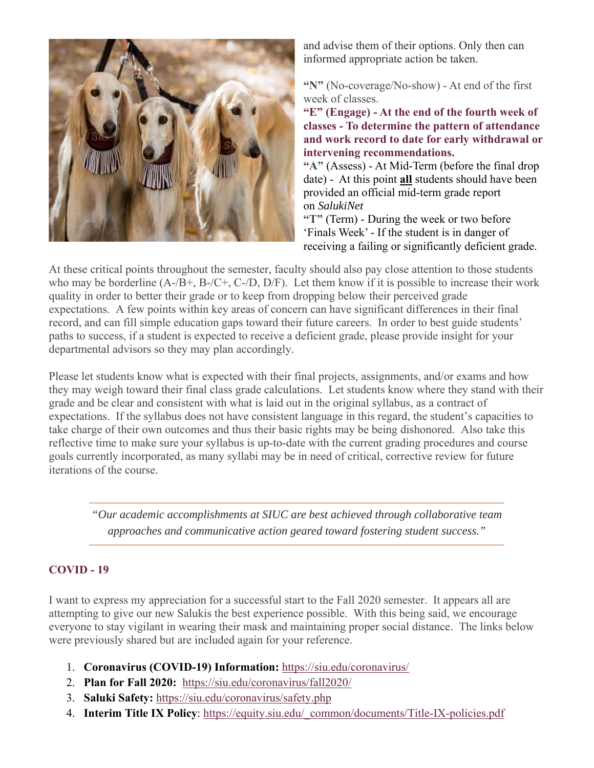and advise them of their options. Only then can informed appropriate action be taken.

**"N"** (No-coverage/No-show) - At end of the first week of classes.

**"E" (Engage) - At the end of the fourth week of classes - To determine the pattern of attendance and work record to date for early withdrawal or intervening recommendations.**

**"A"** (Assess) - At Mid-Term (before the final drop date) - At this point **all** students should have been provided an official mid-term grade report on *SalukiNet*

**"T"** (Term) - During the week or two before 'Finals Week' - If the student is in danger of receiving a failing or significantly deficient grade.

At these critical points throughout the semester, faculty should also pay close attention to those students who may be borderline (A-/B+, B-/C+, C-/D, D/F). Let them know if it is possible to increase their work quality in order to better their grade or to keep from dropping below their perceived grade expectations. A few points within key areas of concern can have significant differences in their final record, and can fill simple education gaps toward their future careers. In order to best guide students' paths to success, if a student is expected to receive a deficient grade, please provide insight for your departmental advisors so they may plan accordingly.

Please let students know what is expected with their final projects, assignments, and/or exams and how they may weigh toward their final class grade calculations. Let students know where they stand with their grade and be clear and consistent with what is laid out in the original syllabus, as a contract of expectations. If the syllabus does not have consistent language in this regard, the student's capacities to take charge of their own outcomes and thus their basic rights may be being dishonored. Also take this reflective time to make sure your syllabus is up-to-date with the current grading procedures and course goals currently incorporated, as many syllabi may be in need of critical, corrective review for future iterations of the course.

---

*"Our academic accomplishments at SIUC are best achieved through collaborative team approaches and communicative action geared toward fostering student success."*

---

## COVID - 19

I want to express my appreciation for a successful start to the Fall 2020 semester. It appears all are attempting to give our new Salukis the best experience possible. With this being said, we encourage everyone to stay vigilant in wearing their mask and maintaining proper social distance. The links below were previously shared but are included again for your reference.

1. **Coronavirus (COVID-19) Information:** https://siu.edu/coronavirus/
2. **Plan for Fall 2020:** https://siu.edu/coronavirus/fall2020/
3. **Saluki Safety:** https://siu.edu/coronavirus/safety.php
4. **Interim Title IX Policy**: https://equity.siu.edu/_common/documents/Title-IX-policies.pdf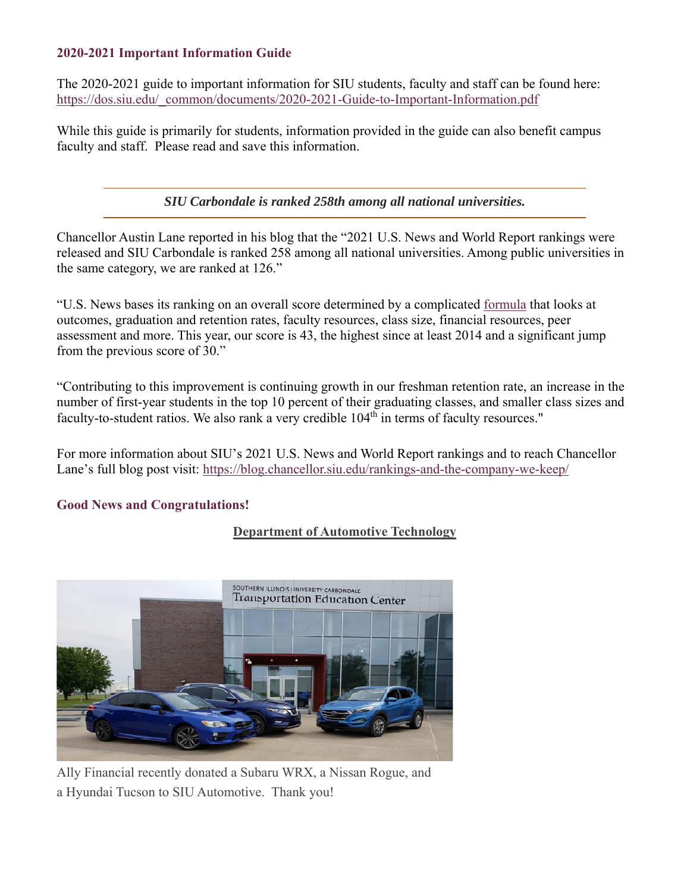### 2020-2021 Important Information Guide

The 2020-2021 guide to important information for SIU students, faculty and staff can be found here: https://dos.siu.edu/_common/documents/2020-2021-Guide-to-Important-Information.pdf

While this guide is primarily for students, information provided in the guide can also benefit campus faculty and staff. Please read and save this information.

---

***SIU Carbondale is ranked 258th among all national universities.***

---

Chancellor Austin Lane reported in his blog that the "2021 U.S. News and World Report rankings were released and SIU Carbondale is ranked 258 among all national universities. Among public universities in the same category, we are ranked at 126."

"U.S. News bases its ranking on an overall score determined by a complicated formula that looks at outcomes, graduation and retention rates, faculty resources, class size, financial resources, peer assessment and more. This year, our score is 43, the highest since at least 2014 and a significant jump from the previous score of 30."

"Contributing to this improvement is continuing growth in our freshman retention rate, an increase in the number of first-year students in the top 10 percent of their graduating classes, and smaller class sizes and faculty-to-student ratios. We also rank a very credible 104th in terms of faculty resources."

For more information about SIU's 2021 U.S. News and World Report rankings and to reach Chancellor Lane's full blog post visit: https://blog.chancellor.siu.edu/rankings-and-the-company-we-keep/

### Good News and Congratulations!

**Department of Automotive Technology**

Ally Financial recently donated a Subaru WRX, a Nissan Rogue, and a Hyundai Tucson to SIU Automotive. Thank you!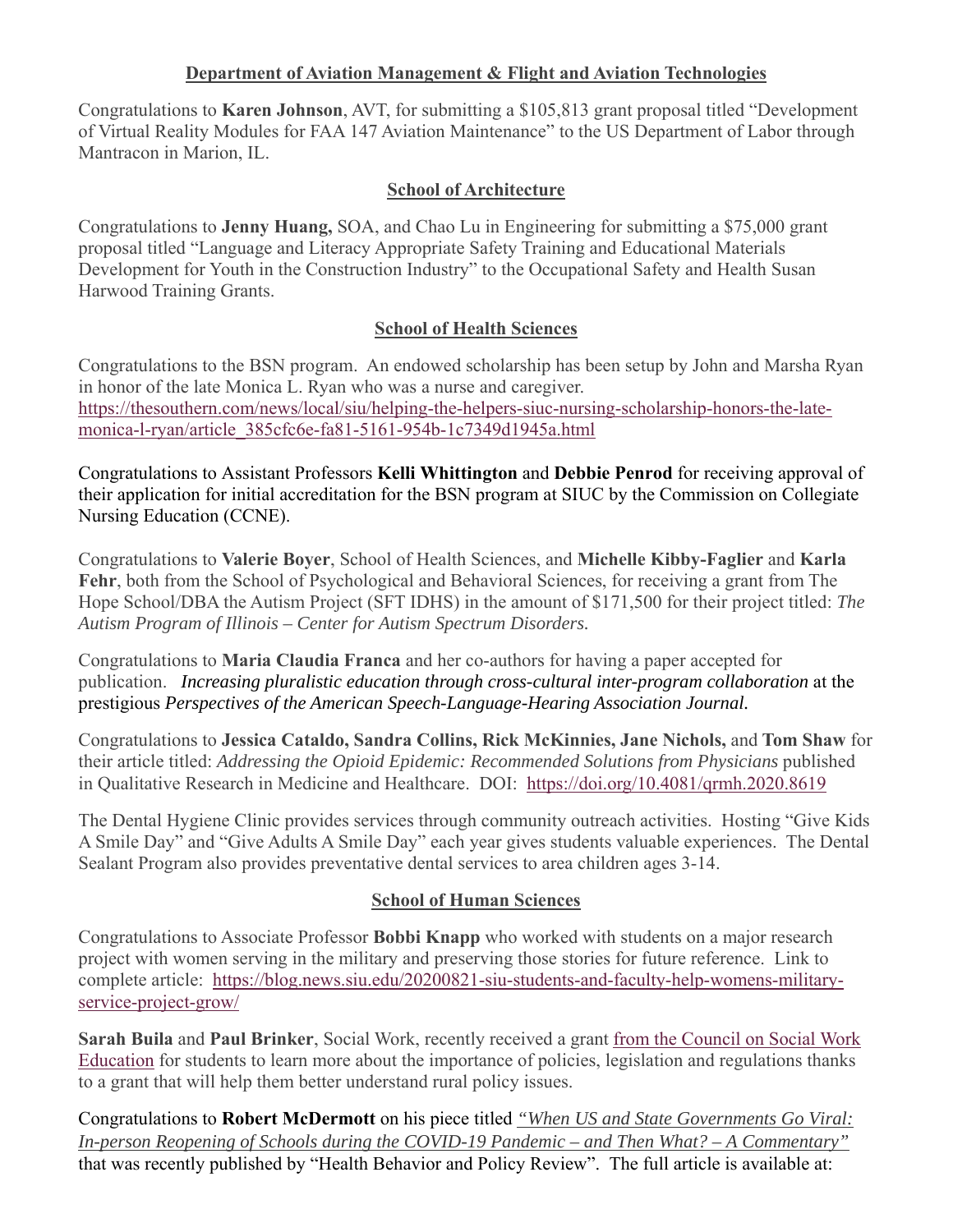## Department of Aviation Management & Flight and Aviation Technologies

Congratulations to **Karen Johnson**, AVT, for submitting a $105,813 grant proposal titled "Development of Virtual Reality Modules for FAA 147 Aviation Maintenance" to the US Department of Labor through Mantracon in Marion, IL.

## School of Architecture

Congratulations to **Jenny Huang,** SOA, and Chao Lu in Engineering for submitting a $75,000 grant proposal titled "Language and Literacy Appropriate Safety Training and Educational Materials Development for Youth in the Construction Industry" to the Occupational Safety and Health Susan Harwood Training Grants.

## School of Health Sciences

Congratulations to the BSN program. An endowed scholarship has been setup by John and Marsha Ryan in honor of the late Monica L. Ryan who was a nurse and caregiver. https://thesouthern.com/news/local/siu/helping-the-helpers-siuc-nursing-scholarship-honors-the-late-monica-l-ryan/article_385cfc6e-fa81-5161-954b-1c7349d1945a.html

Congratulations to Assistant Professors **Kelli Whittington** and **Debbie Penrod** for receiving approval of their application for initial accreditation for the BSN program at SIUC by the Commission on Collegiate Nursing Education (CCNE).

Congratulations to **Valerie Boyer**, School of Health Sciences, and **Michelle Kibby-Faglier** and **Karla Fehr**, both from the School of Psychological and Behavioral Sciences, for receiving a grant from The Hope School/DBA the Autism Project (SFT IDHS) in the amount of $171,500 for their project titled: *The Autism Program of Illinois – Center for Autism Spectrum Disorders.*

Congratulations to **Maria Claudia Franca** and her co-authors for having a paper accepted for publication. *Increasing pluralistic education through cross-cultural inter-program collaboration* at the prestigious *Perspectives of the American Speech-Language-Hearing Association Journal.*

Congratulations to **Jessica Cataldo, Sandra Collins, Rick McKinnies, Jane Nichols,** and **Tom Shaw** for their article titled: *Addressing the Opioid Epidemic: Recommended Solutions from Physicians* published in Qualitative Research in Medicine and Healthcare. DOI: https://doi.org/10.4081/qrmh.2020.8619

The Dental Hygiene Clinic provides services through community outreach activities. Hosting "Give Kids A Smile Day" and "Give Adults A Smile Day" each year gives students valuable experiences. The Dental Sealant Program also provides preventative dental services to area children ages 3-14.

## School of Human Sciences

Congratulations to Associate Professor **Bobbi Knapp** who worked with students on a major research project with women serving in the military and preserving those stories for future reference. Link to complete article: https://blog.news.siu.edu/20200821-siu-students-and-faculty-help-womens-military-service-project-grow/

**Sarah Buila** and **Paul Brinker**, Social Work, recently received a grant from the Council on Social Work Education for students to learn more about the importance of policies, legislation and regulations thanks to a grant that will help them better understand rural policy issues.

Congratulations to **Robert McDermott** on his piece titled *"When US and State Governments Go Viral: In-person Reopening of Schools during the COVID-19 Pandemic – and Then What? – A Commentary"* that was recently published by "Health Behavior and Policy Review". The full article is available at: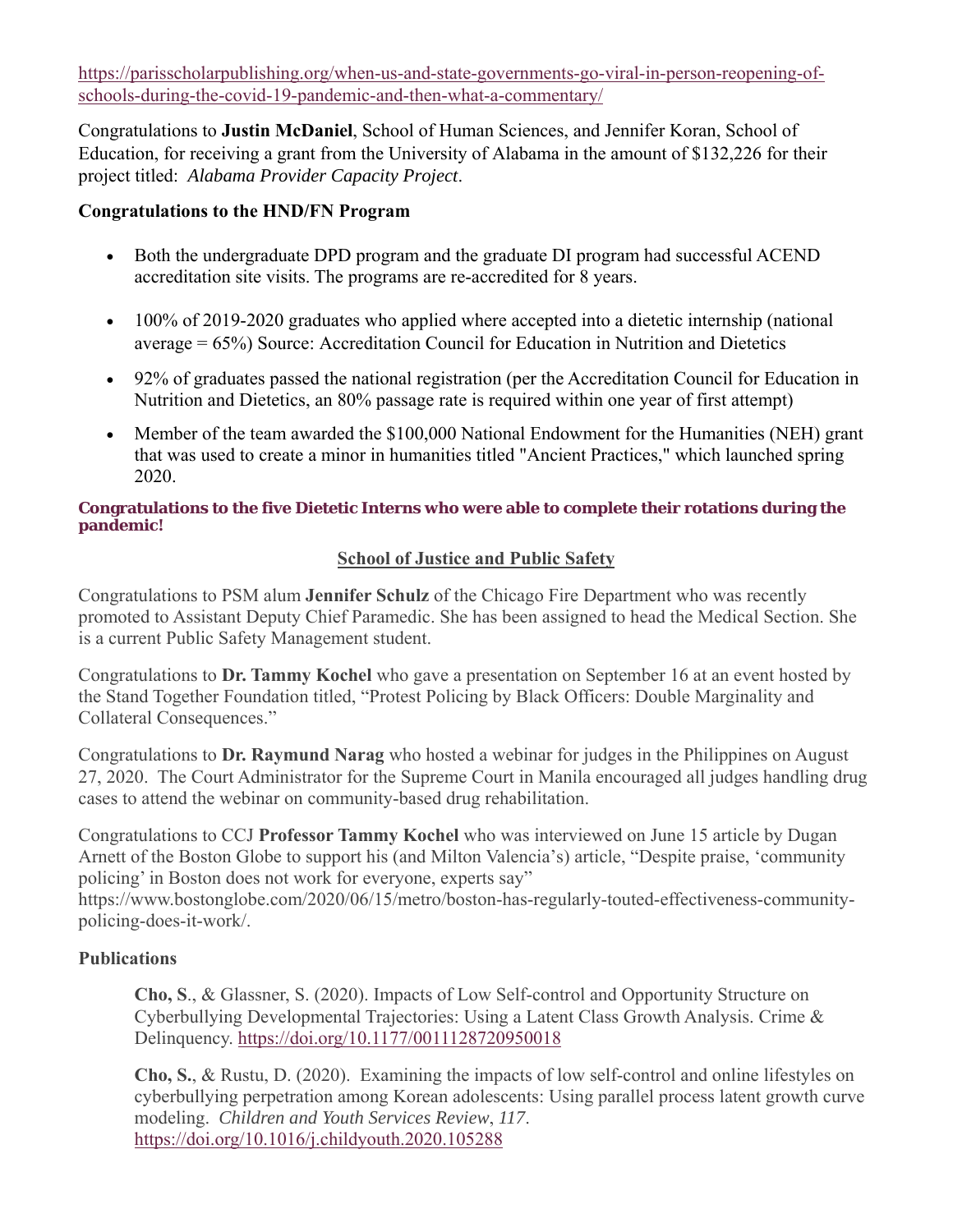[https://parisscholarpublishing.org/when-us-and-state-governments-go-viral-in-person-reopening-of-schools-during-the-covid-19-pandemic-and-then-what-a-commentary/](https://parisscholarpublishing.org/when-us-and-state-governments-go-viral-in-person-reopening-of-schools-during-the-covid-19-pandemic-and-then-what-a-commentary/)

Congratulations to **Justin McDaniel**, School of Human Sciences, and Jennifer Koran, School of Education, for receiving a grant from the University of Alabama in the amount of $132,226 for their project titled: *Alabama Provider Capacity Project*.

**Congratulations to the HND/FN Program**

- Both the undergraduate DPD program and the graduate DI program had successful ACEND accreditation site visits. The programs are re-accredited for 8 years.
- 100% of 2019-2020 graduates who applied where accepted into a dietetic internship (national average = 65%) Source: Accreditation Council for Education in Nutrition and Dietetics
- 92% of graduates passed the national registration (per the Accreditation Council for Education in Nutrition and Dietetics, an 80% passage rate is required within one year of first attempt)
- Member of the team awarded the $100,000 National Endowment for the Humanities (NEH) grant that was used to create a minor in humanities titled "Ancient Practices," which launched spring 2020.

**Congratulations to the five Dietetic Interns who were able to complete their rotations during the pandemic!**

## School of Justice and Public Safety

Congratulations to PSM alum **Jennifer Schulz** of the Chicago Fire Department who was recently promoted to Assistant Deputy Chief Paramedic. She has been assigned to head the Medical Section. She is a current Public Safety Management student.

Congratulations to **Dr. Tammy Kochel** who gave a presentation on September 16 at an event hosted by the Stand Together Foundation titled, "Protest Policing by Black Officers: Double Marginality and Collateral Consequences."

Congratulations to **Dr. Raymund Narag** who hosted a webinar for judges in the Philippines on August 27, 2020. The Court Administrator for the Supreme Court in Manila encouraged all judges handling drug cases to attend the webinar on community-based drug rehabilitation.

Congratulations to CCJ **Professor Tammy Kochel** who was interviewed on June 15 article by Dugan Arnett of the Boston Globe to support his (and Milton Valencia's) article, "Despite praise, 'community policing' in Boston does not work for everyone, experts say" https://www.bostonglobe.com/2020/06/15/metro/boston-has-regularly-touted-effectiveness-community-policing-does-it-work/.

**Publications**

**Cho, S**., & Glassner, S. (2020). Impacts of Low Self-control and Opportunity Structure on Cyberbullying Developmental Trajectories: Using a Latent Class Growth Analysis. Crime & Delinquency. [https://doi.org/10.1177/0011128720950018](https://doi.org/10.1177/0011128720950018)

**Cho, S.**, & Rustu, D. (2020). Examining the impacts of low self-control and online lifestyles on cyberbullying perpetration among Korean adolescents: Using parallel process latent growth curve modeling. *Children and Youth Services Review*, *117*. [https://doi.org/10.1016/j.childyouth.2020.105288](https://doi.org/10.1016/j.childyouth.2020.105288)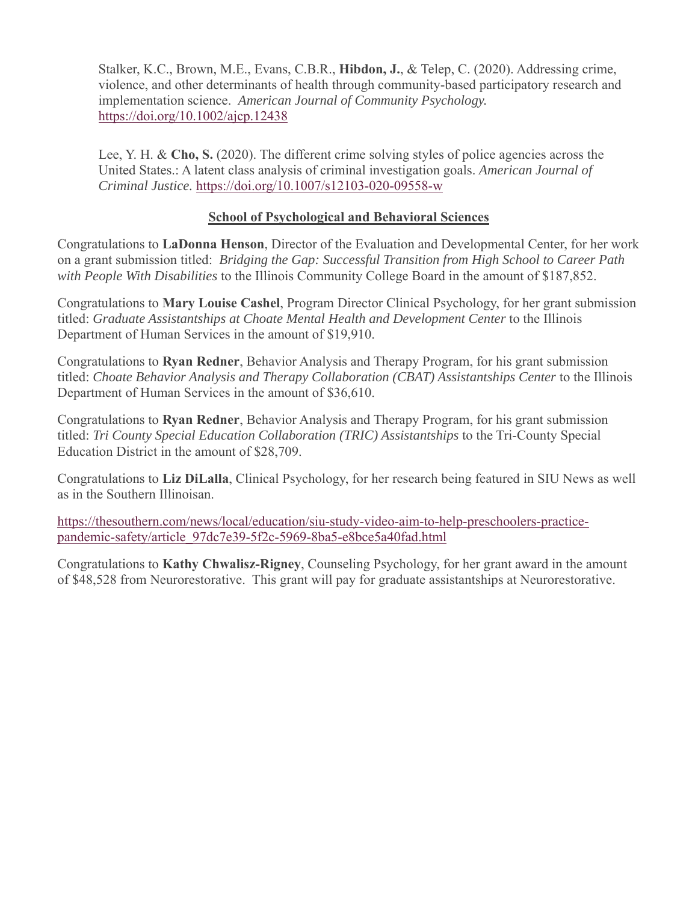Stalker, K.C., Brown, M.E., Evans, C.B.R., **Hibdon, J.**, & Telep, C. (2020). Addressing crime, violence, and other determinants of health through community-based participatory research and implementation science. *American Journal of Community Psychology.* https://doi.org/10.1002/ajcp.12438

Lee, Y. H. & **Cho, S.** (2020). The different crime solving styles of police agencies across the United States.: A latent class analysis of criminal investigation goals. *American Journal of Criminal Justice.* https://doi.org/10.1007/s12103-020-09558-w

## School of Psychological and Behavioral Sciences

Congratulations to **LaDonna Henson**, Director of the Evaluation and Developmental Center, for her work on a grant submission titled: *Bridging the Gap: Successful Transition from High School to Career Path with People With Disabilities* to the Illinois Community College Board in the amount of $187,852.

Congratulations to **Mary Louise Cashel**, Program Director Clinical Psychology, for her grant submission titled: *Graduate Assistantships at Choate Mental Health and Development Center* to the Illinois Department of Human Services in the amount of $19,910.

Congratulations to **Ryan Redner**, Behavior Analysis and Therapy Program, for his grant submission titled: *Choate Behavior Analysis and Therapy Collaboration (CBAT) Assistantships Center* to the Illinois Department of Human Services in the amount of $36,610.

Congratulations to **Ryan Redner**, Behavior Analysis and Therapy Program, for his grant submission titled: *Tri County Special Education Collaboration (TRIC) Assistantships* to the Tri-County Special Education District in the amount of $28,709.

Congratulations to **Liz DiLalla**, Clinical Psychology, for her research being featured in SIU News as well as in the Southern Illinoisan.

https://thesouthern.com/news/local/education/siu-study-video-aim-to-help-preschoolers-practice-pandemic-safety/article_97dc7e39-5f2c-5969-8ba5-e8bce5a40fad.html

Congratulations to **Kathy Chwalisz-Rigney**, Counseling Psychology, for her grant award in the amount of $48,528 from Neurorestorative. This grant will pay for graduate assistantships at Neurorestorative.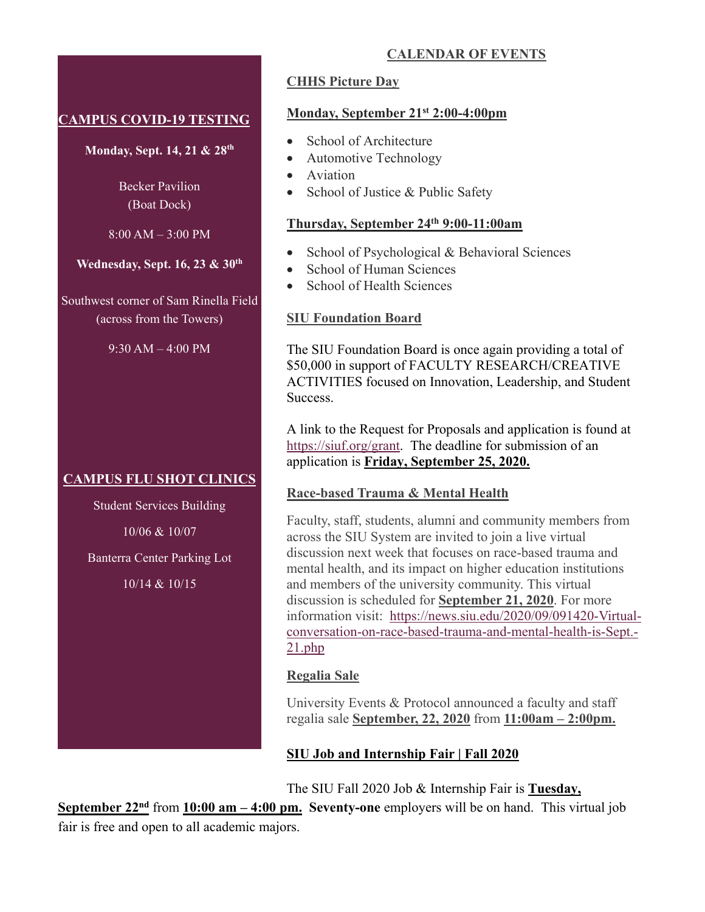## CALENDAR OF EVENTS

### CAMPUS COVID-19 TESTING

**Monday, Sept. 14, 21 & 28th**

Becker Pavilion
(Boat Dock)

8:00 AM – 3:00 PM

**Wednesday, Sept. 16, 23 & 30th**

Southwest corner of Sam Rinella Field
(across from the Towers)

9:30 AM – 4:00 PM

### CAMPUS FLU SHOT CLINICS

Student Services Building

10/06 & 10/07

Banterra Center Parking Lot

10/14 & 10/15

### CHHS Picture Day

**Monday, September 21st 2:00-4:00pm**

- School of Architecture
- Automotive Technology
- Aviation
- School of Justice & Public Safety

**Thursday, September 24th 9:00-11:00am**

- School of Psychological & Behavioral Sciences
- School of Human Sciences
- School of Health Sciences

### SIU Foundation Board

The SIU Foundation Board is once again providing a total of $50,000 in support of FACULTY RESEARCH/CREATIVE ACTIVITIES focused on Innovation, Leadership, and Student Success.

A link to the Request for Proposals and application is found at https://siuf.org/grant. The deadline for submission of an application is **Friday, September 25, 2020.**

### Race-based Trauma & Mental Health

Faculty, staff, students, alumni and community members from across the SIU System are invited to join a live virtual discussion next week that focuses on race-based trauma and mental health, and its impact on higher education institutions and members of the university community. This virtual discussion is scheduled for **September 21, 2020**. For more information visit: https://news.siu.edu/2020/09/091420-Virtual-conversation-on-race-based-trauma-and-mental-health-is-Sept.-21.php

### Regalia Sale

University Events & Protocol announced a faculty and staff regalia sale **September, 22, 2020** from **11:00am – 2:00pm.**

### SIU Job and Internship Fair | Fall 2020

The SIU Fall 2020 Job & Internship Fair is **Tuesday, September 22nd** from **10:00 am – 4:00 pm.** **Seventy-one** employers will be on hand. This virtual job fair is free and open to all academic majors.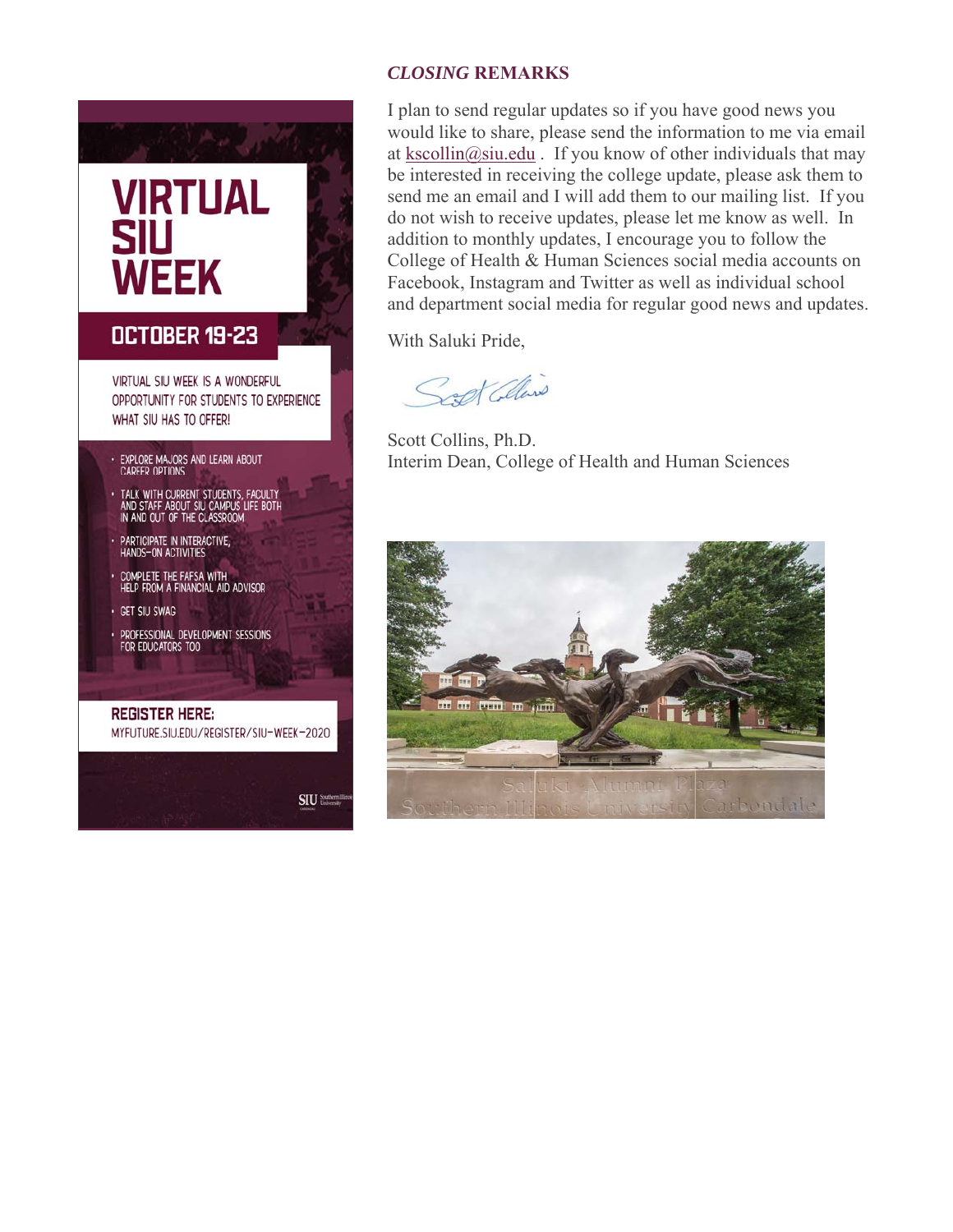## *CLOSING* REMARKS

I plan to send regular updates so if you have good news you would like to share, please send the information to me via email at kscollin@siu.edu . If you know of other individuals that may be interested in receiving the college update, please ask them to send me an email and I will add them to our mailing list. If you do not wish to receive updates, please let me know as well. In addition to monthly updates, I encourage you to follow the College of Health & Human Sciences social media accounts on Facebook, Instagram and Twitter as well as individual school and department social media for regular good news and updates.

With Saluki Pride,

Scott Collins, Ph.D.
Interim Dean, College of Health and Human Sciences

# VIRTUAL SIU WEEK

## OCTOBER 19-23

VIRTUAL SIU WEEK IS A WONDERFUL OPPORTUNITY FOR STUDENTS TO EXPERIENCE WHAT SIU HAS TO OFFER!

- EXPLORE MAJORS AND LEARN ABOUT CAREER OPTIONS
- TALK WITH CURRENT STUDENTS, FACULTY AND STAFF ABOUT SIU CAMPUS LIFE BOTH IN AND OUT OF THE CLASSROOM
- PARTICIPATE IN INTERACTIVE, HANDS-ON ACTIVITIES
- COMPLETE THE FAFSA WITH HELP FROM A FINANCIAL AID ADVISOR
- GET SIU SWAG
- PROFESSIONAL DEVELOPMENT SESSIONS FOR EDUCATORS TOO

**REGISTER HERE:**
MYFUTURE.SIU.EDU/REGISTER/SIU-WEEK-2020